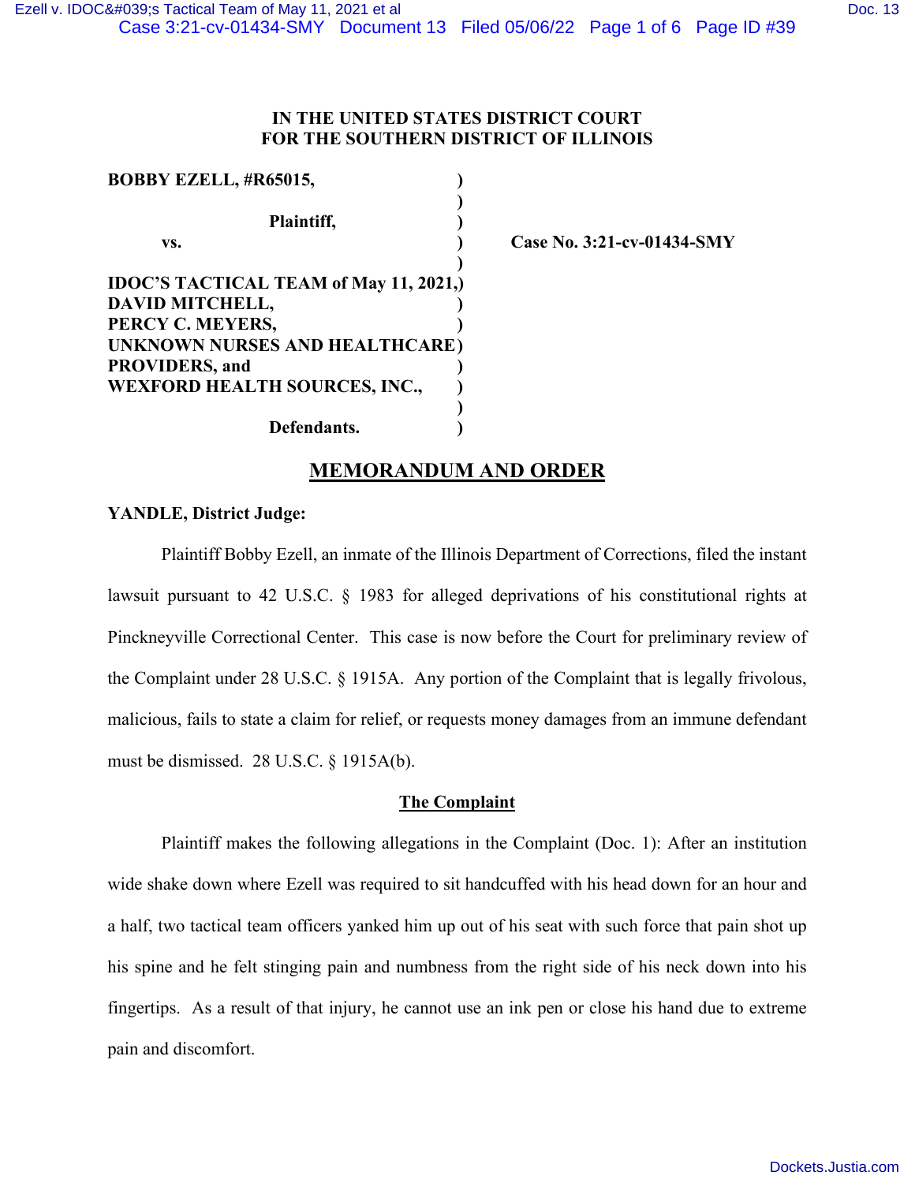**IN THE UNITED STATES DISTRICT COURT**
**FOR THE SOUTHERN DISTRICT OF ILLINOIS**

**BOBBY EZELL, #R65015,**

**Plaintiff,**

**vs.**

**IDOC'S TACTICAL TEAM of May 11, 2021,**
**DAVID MITCHELL,**
**PERCY C. MEYERS,**
**UNKNOWN NURSES AND HEALTHCARE PROVIDERS, and**
**WEXFORD HEALTH SOURCES, INC.,**

**Defendants.**

**Case No. 3:21-cv-01434-SMY**

## MEMORANDUM AND ORDER

**YANDLE, District Judge:**

Plaintiff Bobby Ezell, an inmate of the Illinois Department of Corrections, filed the instant lawsuit pursuant to 42 U.S.C. § 1983 for alleged deprivations of his constitutional rights at Pinckneyville Correctional Center. This case is now before the Court for preliminary review of the Complaint under 28 U.S.C. § 1915A. Any portion of the Complaint that is legally frivolous, malicious, fails to state a claim for relief, or requests money damages from an immune defendant must be dismissed. 28 U.S.C. § 1915A(b).

### The Complaint

Plaintiff makes the following allegations in the Complaint (Doc. 1): After an institution wide shake down where Ezell was required to sit handcuffed with his head down for an hour and a half, two tactical team officers yanked him up out of his seat with such force that pain shot up his spine and he felt stinging pain and numbness from the right side of his neck down into his fingertips. As a result of that injury, he cannot use an ink pen or close his hand due to extreme pain and discomfort.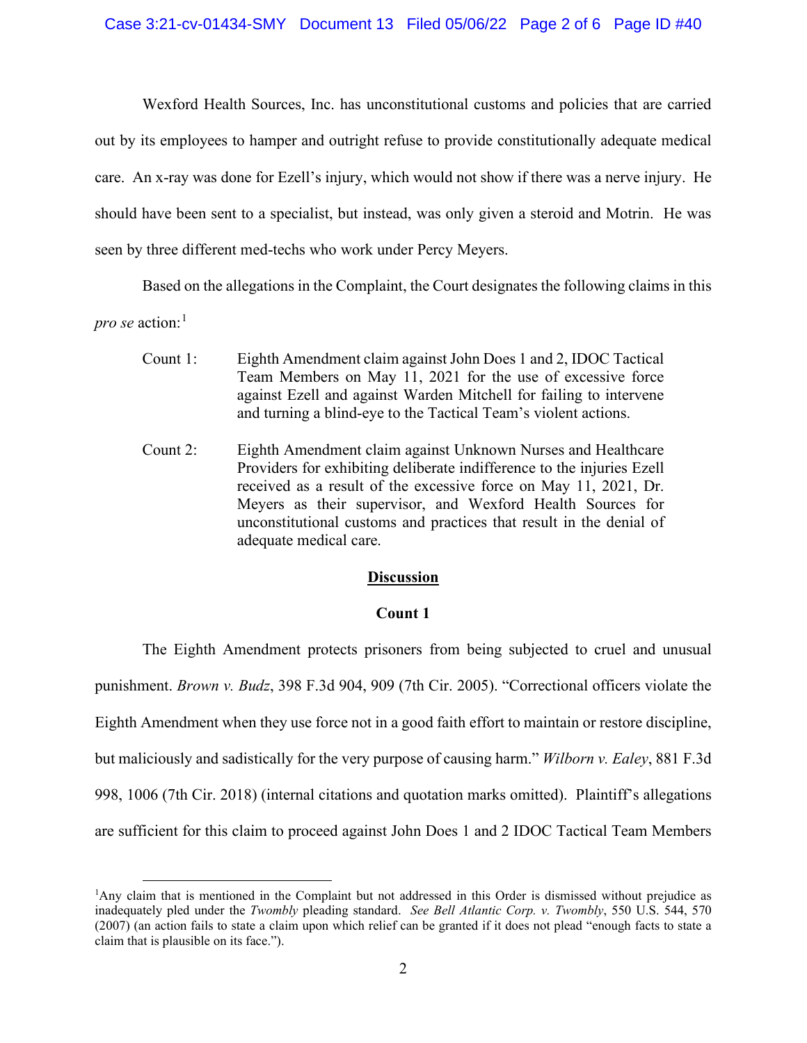Wexford Health Sources, Inc. has unconstitutional customs and policies that are carried out by its employees to hamper and outright refuse to provide constitutionally adequate medical care. An x-ray was done for Ezell's injury, which would not show if there was a nerve injury. He should have been sent to a specialist, but instead, was only given a steroid and Motrin. He was seen by three different med-techs who work under Percy Meyers.

Based on the allegations in the Complaint, the Court designates the following claims in this *pro se* action:[1]

> Count 1: Eighth Amendment claim against John Does 1 and 2, IDOC Tactical Team Members on May 11, 2021 for the use of excessive force against Ezell and against Warden Mitchell for failing to intervene and turning a blind-eye to the Tactical Team's violent actions.

> Count 2: Eighth Amendment claim against Unknown Nurses and Healthcare Providers for exhibiting deliberate indifference to the injuries Ezell received as a result of the excessive force on May 11, 2021, Dr. Meyers as their supervisor, and Wexford Health Sources for unconstitutional customs and practices that result in the denial of adequate medical care.

## **Discussion**

### **Count 1**

The Eighth Amendment protects prisoners from being subjected to cruel and unusual punishment. *Brown v. Budz*, 398 F.3d 904, 909 (7th Cir. 2005). "Correctional officers violate the Eighth Amendment when they use force not in a good faith effort to maintain or restore discipline, but maliciously and sadistically for the very purpose of causing harm." *Wilborn v. Ealey*, 881 F.3d 998, 1006 (7th Cir. 2018) (internal citations and quotation marks omitted). Plaintiff's allegations are sufficient for this claim to proceed against John Does 1 and 2 IDOC Tactical Team Members

---

[1] Any claim that is mentioned in the Complaint but not addressed in this Order is dismissed without prejudice as inadequately pled under the *Twombly* pleading standard. *See Bell Atlantic Corp. v. Twombly*, 550 U.S. 544, 570 (2007) (an action fails to state a claim upon which relief can be granted if it does not plead "enough facts to state a claim that is plausible on its face.").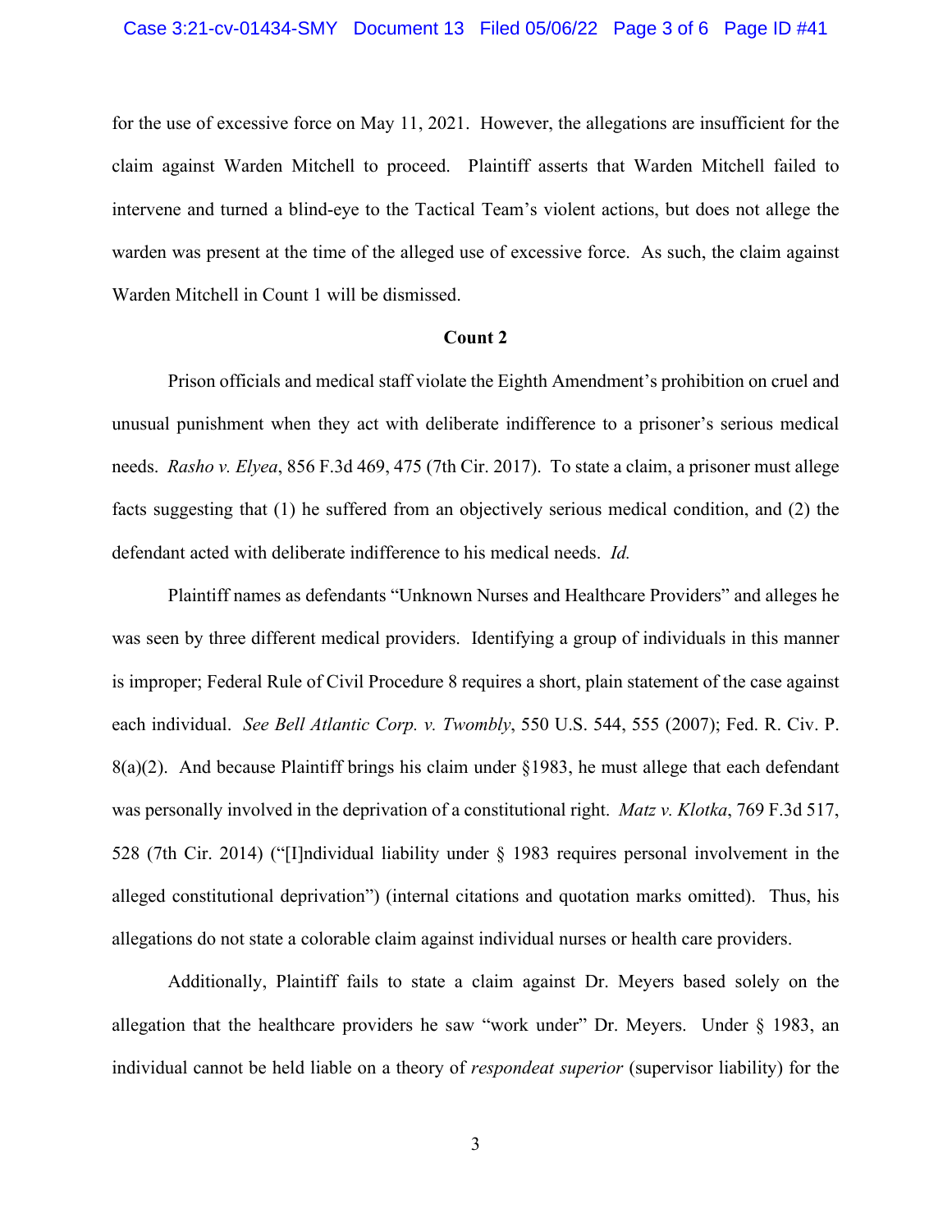for the use of excessive force on May 11, 2021. However, the allegations are insufficient for the claim against Warden Mitchell to proceed. Plaintiff asserts that Warden Mitchell failed to intervene and turned a blind-eye to the Tactical Team's violent actions, but does not allege the warden was present at the time of the alleged use of excessive force. As such, the claim against Warden Mitchell in Count 1 will be dismissed.

**Count 2**

Prison officials and medical staff violate the Eighth Amendment's prohibition on cruel and unusual punishment when they act with deliberate indifference to a prisoner's serious medical needs. *Rasho v. Elyea*, 856 F.3d 469, 475 (7th Cir. 2017). To state a claim, a prisoner must allege facts suggesting that (1) he suffered from an objectively serious medical condition, and (2) the defendant acted with deliberate indifference to his medical needs. *Id.*

Plaintiff names as defendants "Unknown Nurses and Healthcare Providers" and alleges he was seen by three different medical providers. Identifying a group of individuals in this manner is improper; Federal Rule of Civil Procedure 8 requires a short, plain statement of the case against each individual. *See Bell Atlantic Corp. v. Twombly*, 550 U.S. 544, 555 (2007); Fed. R. Civ. P. 8(a)(2). And because Plaintiff brings his claim under §1983, he must allege that each defendant was personally involved in the deprivation of a constitutional right. *Matz v. Klotka*, 769 F.3d 517, 528 (7th Cir. 2014) ("[I]ndividual liability under § 1983 requires personal involvement in the alleged constitutional deprivation") (internal citations and quotation marks omitted). Thus, his allegations do not state a colorable claim against individual nurses or health care providers.

Additionally, Plaintiff fails to state a claim against Dr. Meyers based solely on the allegation that the healthcare providers he saw "work under" Dr. Meyers. Under § 1983, an individual cannot be held liable on a theory of *respondeat superior* (supervisor liability) for the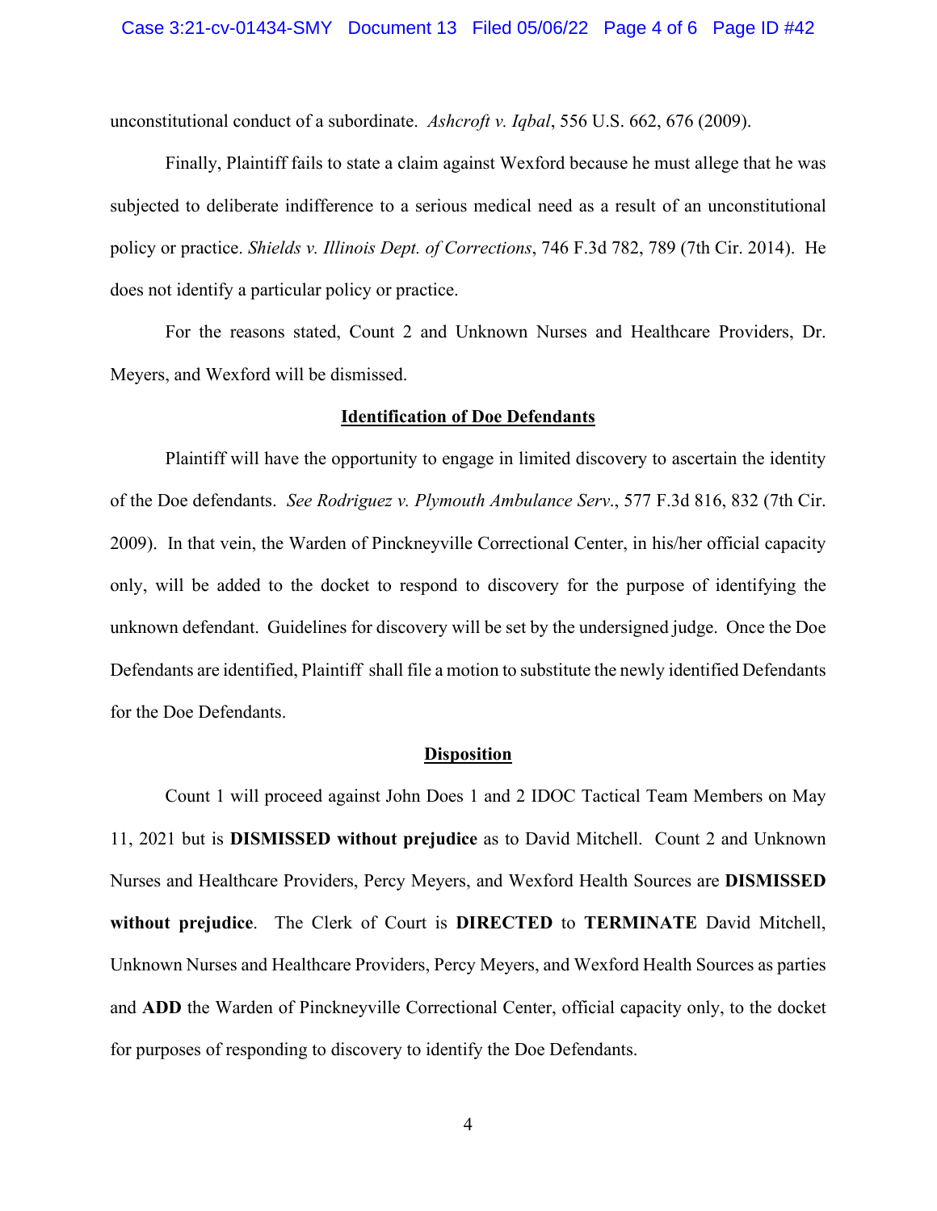unconstitutional conduct of a subordinate. *Ashcroft v. Iqbal*, 556 U.S. 662, 676 (2009).

Finally, Plaintiff fails to state a claim against Wexford because he must allege that he was subjected to deliberate indifference to a serious medical need as a result of an unconstitutional policy or practice. *Shields v. Illinois Dept. of Corrections*, 746 F.3d 782, 789 (7th Cir. 2014). He does not identify a particular policy or practice.

For the reasons stated, Count 2 and Unknown Nurses and Healthcare Providers, Dr. Meyers, and Wexford will be dismissed.

## Identification of Doe Defendants

Plaintiff will have the opportunity to engage in limited discovery to ascertain the identity of the Doe defendants. *See Rodriguez v. Plymouth Ambulance Serv*., 577 F.3d 816, 832 (7th Cir. 2009). In that vein, the Warden of Pinckneyville Correctional Center, in his/her official capacity only, will be added to the docket to respond to discovery for the purpose of identifying the unknown defendant. Guidelines for discovery will be set by the undersigned judge. Once the Doe Defendants are identified, Plaintiff shall file a motion to substitute the newly identified Defendants for the Doe Defendants.

## Disposition

Count 1 will proceed against John Does 1 and 2 IDOC Tactical Team Members on May 11, 2021 but is **DISMISSED without prejudice** as to David Mitchell. Count 2 and Unknown Nurses and Healthcare Providers, Percy Meyers, and Wexford Health Sources are **DISMISSED without prejudice**. The Clerk of Court is **DIRECTED** to **TERMINATE** David Mitchell, Unknown Nurses and Healthcare Providers, Percy Meyers, and Wexford Health Sources as parties and **ADD** the Warden of Pinckneyville Correctional Center, official capacity only, to the docket for purposes of responding to discovery to identify the Doe Defendants.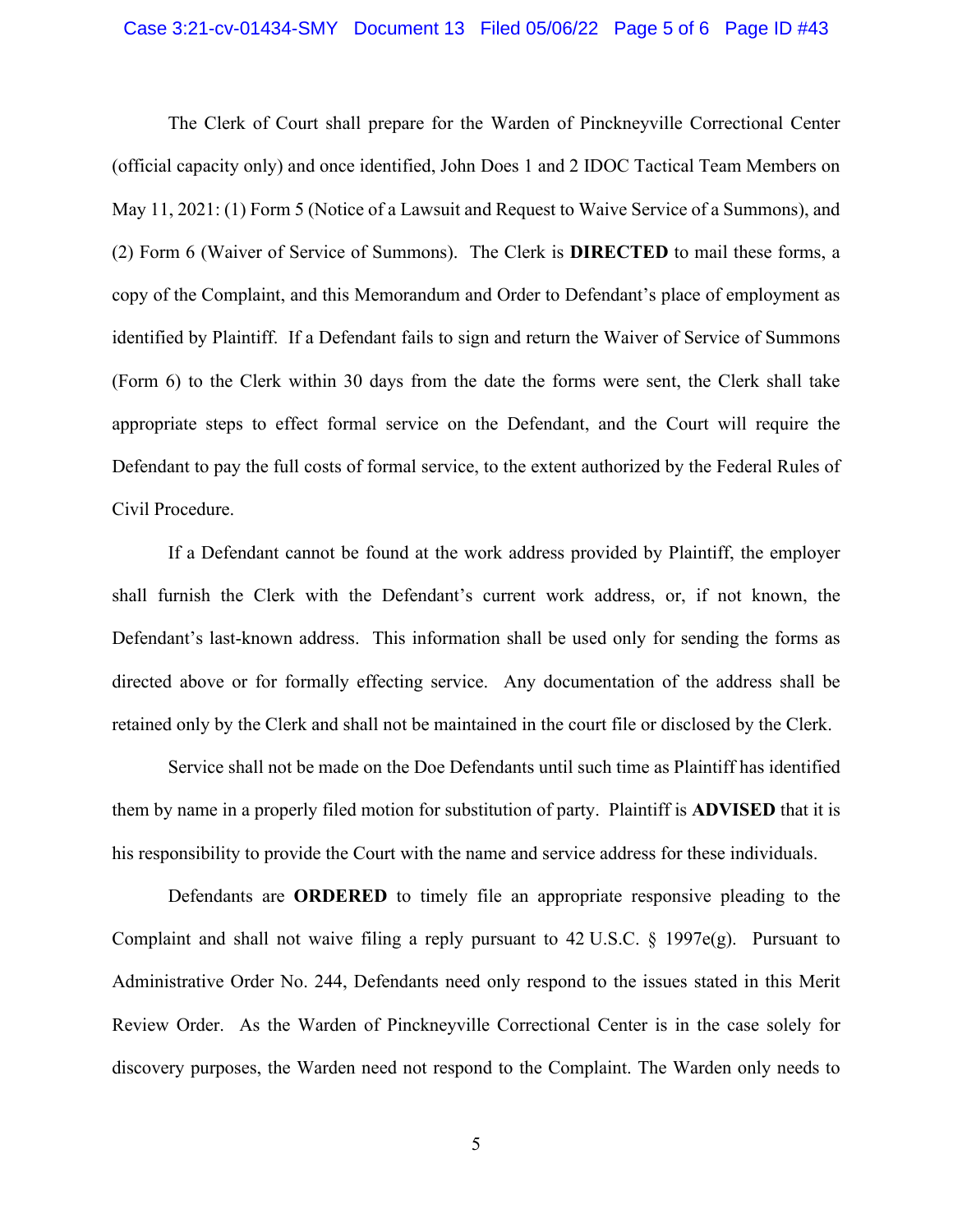The Clerk of Court shall prepare for the Warden of Pinckneyville Correctional Center (official capacity only) and once identified, John Does 1 and 2 IDOC Tactical Team Members on May 11, 2021: (1) Form 5 (Notice of a Lawsuit and Request to Waive Service of a Summons), and (2) Form 6 (Waiver of Service of Summons). The Clerk is **DIRECTED** to mail these forms, a copy of the Complaint, and this Memorandum and Order to Defendant's place of employment as identified by Plaintiff. If a Defendant fails to sign and return the Waiver of Service of Summons (Form 6) to the Clerk within 30 days from the date the forms were sent, the Clerk shall take appropriate steps to effect formal service on the Defendant, and the Court will require the Defendant to pay the full costs of formal service, to the extent authorized by the Federal Rules of Civil Procedure.

If a Defendant cannot be found at the work address provided by Plaintiff, the employer shall furnish the Clerk with the Defendant's current work address, or, if not known, the Defendant's last-known address. This information shall be used only for sending the forms as directed above or for formally effecting service. Any documentation of the address shall be retained only by the Clerk and shall not be maintained in the court file or disclosed by the Clerk.

Service shall not be made on the Doe Defendants until such time as Plaintiff has identified them by name in a properly filed motion for substitution of party. Plaintiff is **ADVISED** that it is his responsibility to provide the Court with the name and service address for these individuals.

Defendants are **ORDERED** to timely file an appropriate responsive pleading to the Complaint and shall not waive filing a reply pursuant to 42 U.S.C. § 1997e(g). Pursuant to Administrative Order No. 244, Defendants need only respond to the issues stated in this Merit Review Order. As the Warden of Pinckneyville Correctional Center is in the case solely for discovery purposes, the Warden need not respond to the Complaint. The Warden only needs to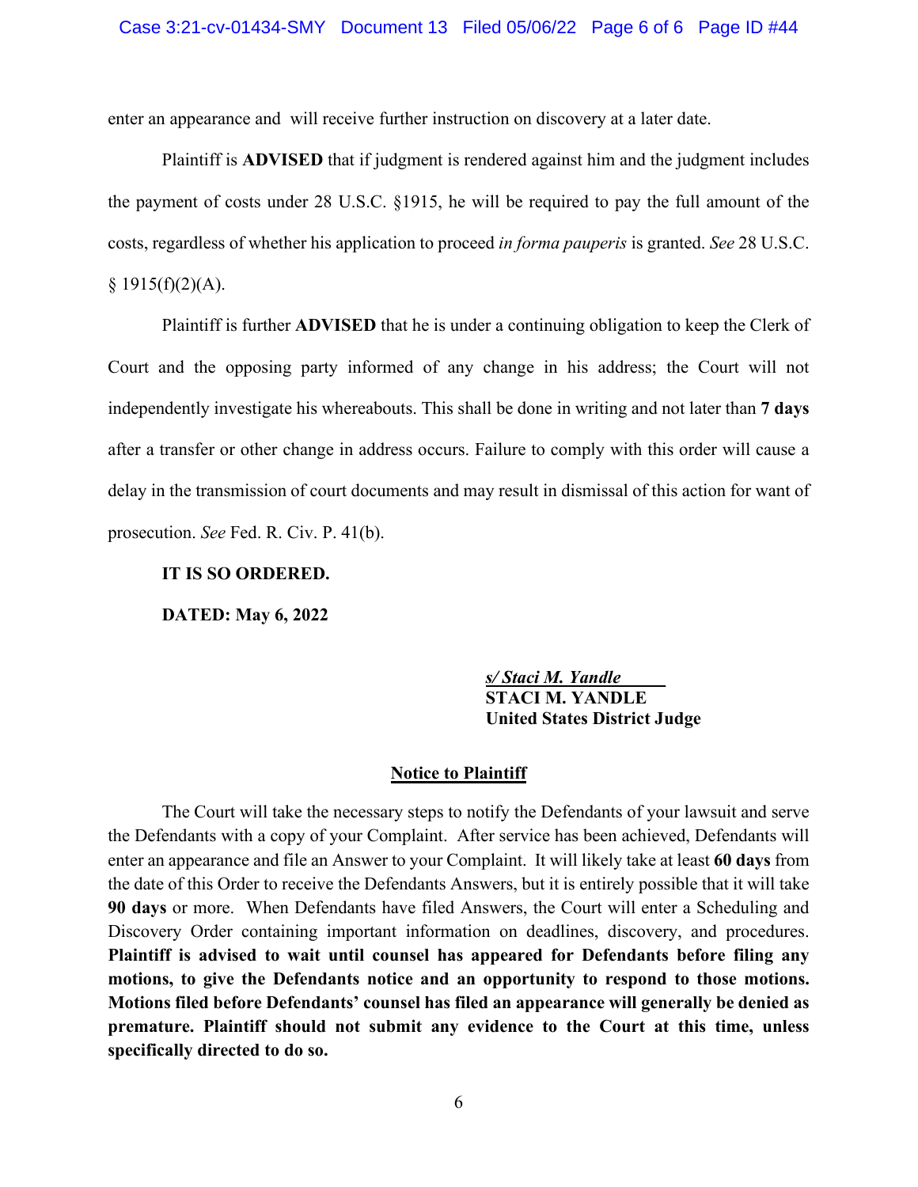enter an appearance and will receive further instruction on discovery at a later date.

Plaintiff is **ADVISED** that if judgment is rendered against him and the judgment includes the payment of costs under 28 U.S.C. §1915, he will be required to pay the full amount of the costs, regardless of whether his application to proceed *in forma pauperis* is granted. *See* 28 U.S.C. § 1915(f)(2)(A).

Plaintiff is further **ADVISED** that he is under a continuing obligation to keep the Clerk of Court and the opposing party informed of any change in his address; the Court will not independently investigate his whereabouts. This shall be done in writing and not later than **7 days** after a transfer or other change in address occurs. Failure to comply with this order will cause a delay in the transmission of court documents and may result in dismissal of this action for want of prosecution. *See* Fed. R. Civ. P. 41(b).

**IT IS SO ORDERED.**

**DATED: May 6, 2022**

*s/ Staci M. Yandle*
**STACI M. YANDLE**
**United States District Judge**

## Notice to Plaintiff

The Court will take the necessary steps to notify the Defendants of your lawsuit and serve the Defendants with a copy of your Complaint. After service has been achieved, Defendants will enter an appearance and file an Answer to your Complaint. It will likely take at least **60 days** from the date of this Order to receive the Defendants Answers, but it is entirely possible that it will take **90 days** or more. When Defendants have filed Answers, the Court will enter a Scheduling and Discovery Order containing important information on deadlines, discovery, and procedures. **Plaintiff is advised to wait until counsel has appeared for Defendants before filing any motions, to give the Defendants notice and an opportunity to respond to those motions. Motions filed before Defendants' counsel has filed an appearance will generally be denied as premature. Plaintiff should not submit any evidence to the Court at this time, unless specifically directed to do so.**